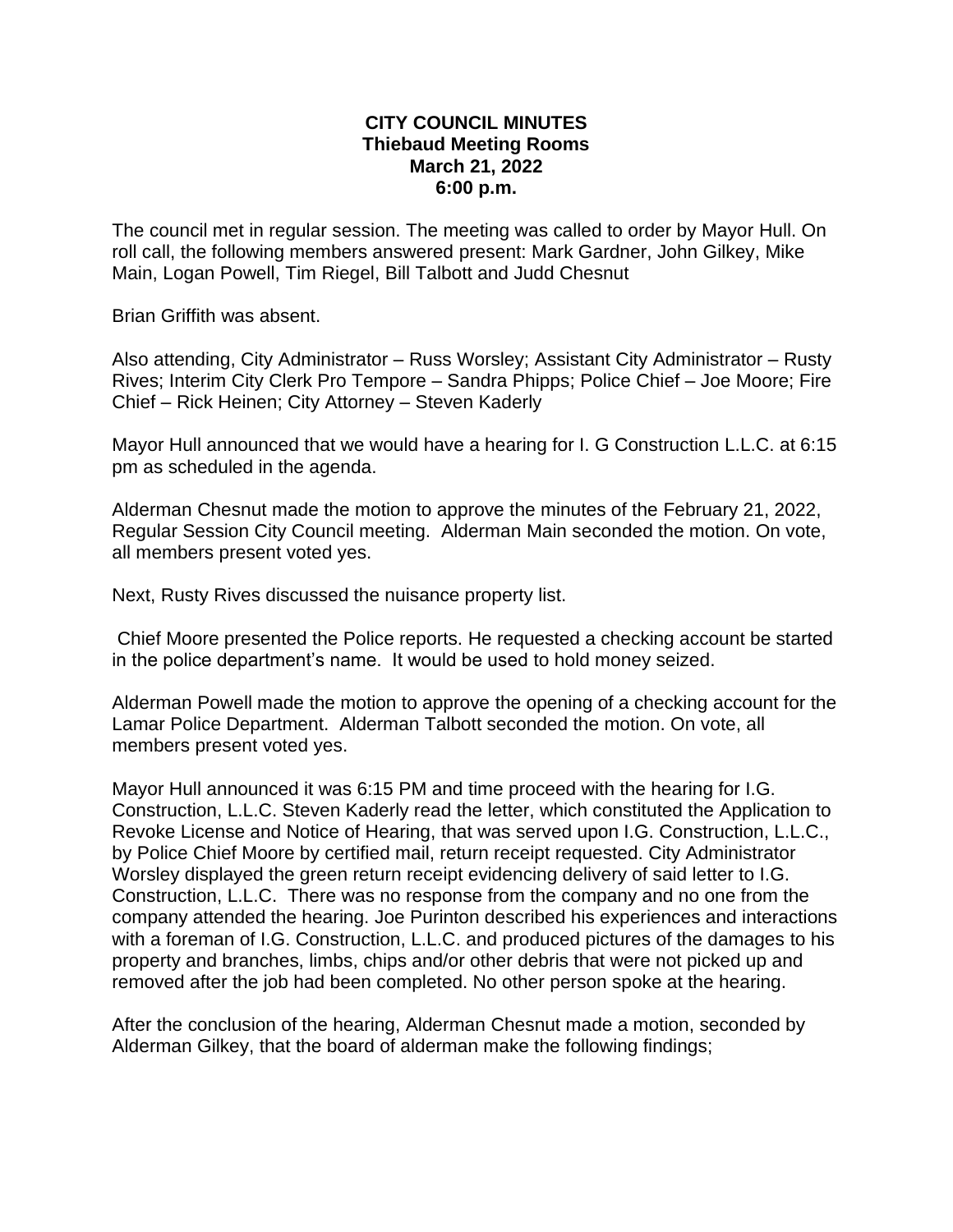**CITY COUNCIL MINUTES**
**Thiebaud Meeting Rooms**
**March 21, 2022**
**6:00 p.m.**

The council met in regular session. The meeting was called to order by Mayor Hull. On roll call, the following members answered present: Mark Gardner, John Gilkey, Mike Main, Logan Powell, Tim Riegel, Bill Talbott and Judd Chesnut

Brian Griffith was absent.

Also attending, City Administrator – Russ Worsley; Assistant City Administrator – Rusty Rives; Interim City Clerk Pro Tempore – Sandra Phipps; Police Chief – Joe Moore; Fire Chief – Rick Heinen; City Attorney – Steven Kaderly

Mayor Hull announced that we would have a hearing for I. G Construction L.L.C. at 6:15 pm as scheduled in the agenda.

Alderman Chesnut made the motion to approve the minutes of the February 21, 2022, Regular Session City Council meeting. Alderman Main seconded the motion. On vote, all members present voted yes.

Next, Rusty Rives discussed the nuisance property list.

Chief Moore presented the Police reports. He requested a checking account be started in the police department's name. It would be used to hold money seized.

Alderman Powell made the motion to approve the opening of a checking account for the Lamar Police Department. Alderman Talbott seconded the motion. On vote, all members present voted yes.

Mayor Hull announced it was 6:15 PM and time proceed with the hearing for I.G. Construction, L.L.C. Steven Kaderly read the letter, which constituted the Application to Revoke License and Notice of Hearing, that was served upon I.G. Construction, L.L.C., by Police Chief Moore by certified mail, return receipt requested. City Administrator Worsley displayed the green return receipt evidencing delivery of said letter to I.G. Construction, L.L.C. There was no response from the company and no one from the company attended the hearing. Joe Purinton described his experiences and interactions with a foreman of I.G. Construction, L.L.C. and produced pictures of the damages to his property and branches, limbs, chips and/or other debris that were not picked up and removed after the job had been completed. No other person spoke at the hearing.

After the conclusion of the hearing, Alderman Chesnut made a motion, seconded by Alderman Gilkey, that the board of alderman make the following findings;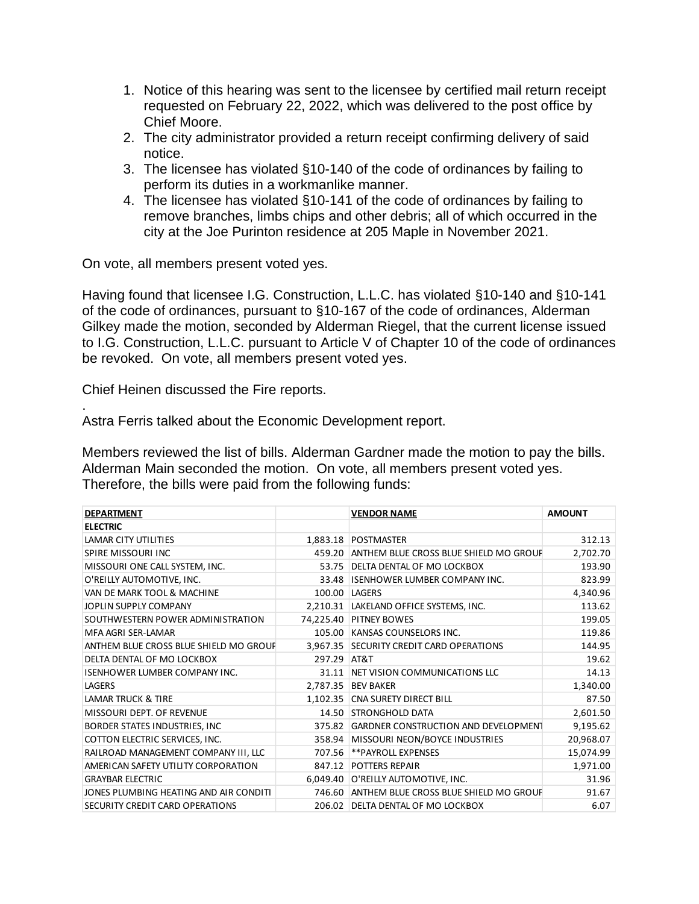1. Notice of this hearing was sent to the licensee by certified mail return receipt requested on February 22, 2022, which was delivered to the post office by Chief Moore.
2. The city administrator provided a return receipt confirming delivery of said notice.
3. The licensee has violated §10-140 of the code of ordinances by failing to perform its duties in a workmanlike manner.
4. The licensee has violated §10-141 of the code of ordinances by failing to remove branches, limbs chips and other debris; all of which occurred in the city at the Joe Purinton residence at 205 Maple in November 2021.

On vote, all members present voted yes.

Having found that licensee I.G. Construction, L.L.C. has violated §10-140 and §10-141 of the code of ordinances, pursuant to §10-167 of the code of ordinances, Alderman Gilkey made the motion, seconded by Alderman Riegel, that the current license issued to I.G. Construction, L.L.C. pursuant to Article V of Chapter 10 of the code of ordinances be revoked. On vote, all members present voted yes.

Chief Heinen discussed the Fire reports.

.
Astra Ferris talked about the Economic Development report.

Members reviewed the list of bills. Alderman Gardner made the motion to pay the bills. Alderman Main seconded the motion. On vote, all members present voted yes. Therefore, the bills were paid from the following funds:

| DEPARTMENT | | VENDOR NAME | AMOUNT |
|---|---|---|---|
| **ELECTRIC** | | | |
| LAMAR CITY UTILITIES | 1,883.18 | POSTMASTER | 312.13 |
| SPIRE MISSOURI INC | 459.20 | ANTHEM BLUE CROSS BLUE SHIELD MO GROUP | 2,702.70 |
| MISSOURI ONE CALL SYSTEM, INC. | 53.75 | DELTA DENTAL OF MO LOCKBOX | 193.90 |
| O'REILLY AUTOMOTIVE, INC. | 33.48 | ISENHOWER LUMBER COMPANY INC. | 823.99 |
| VAN DE MARK TOOL & MACHINE | 100.00 | LAGERS | 4,340.96 |
| JOPLIN SUPPLY COMPANY | 2,210.31 | LAKELAND OFFICE SYSTEMS, INC. | 113.62 |
| SOUTHWESTERN POWER ADMINISTRATION | 74,225.40 | PITNEY BOWES | 199.05 |
| MFA AGRI SER-LAMAR | 105.00 | KANSAS COUNSELORS INC. | 119.86 |
| ANTHEM BLUE CROSS BLUE SHIELD MO GROUP | 3,967.35 | SECURITY CREDIT CARD OPERATIONS | 144.95 |
| DELTA DENTAL OF MO LOCKBOX | 297.29 | AT&T | 19.62 |
| ISENHOWER LUMBER COMPANY INC. | 31.11 | NET VISION COMMUNICATIONS LLC | 14.13 |
| LAGERS | 2,787.35 | BEV BAKER | 1,340.00 |
| LAMAR TRUCK & TIRE | 1,102.35 | CNA SURETY DIRECT BILL | 87.50 |
| MISSOURI DEPT. OF REVENUE | 14.50 | STRONGHOLD DATA | 2,601.50 |
| BORDER STATES INDUSTRIES, INC | 375.82 | GARDNER CONSTRUCTION AND DEVELOPMENT | 9,195.62 |
| COTTON ELECTRIC SERVICES, INC. | 358.94 | MISSOURI NEON/BOYCE INDUSTRIES | 20,968.07 |
| RAILROAD MANAGEMENT COMPANY III, LLC | 707.56 | **PAYROLL EXPENSES | 15,074.99 |
| AMERICAN SAFETY UTILITY CORPORATION | 847.12 | POTTERS REPAIR | 1,971.00 |
| GRAYBAR ELECTRIC | 6,049.40 | O'REILLY AUTOMOTIVE, INC. | 31.96 |
| JONES PLUMBING HEATING AND AIR CONDITI | 746.60 | ANTHEM BLUE CROSS BLUE SHIELD MO GROUP | 91.67 |
| SECURITY CREDIT CARD OPERATIONS | 206.02 | DELTA DENTAL OF MO LOCKBOX | 6.07 |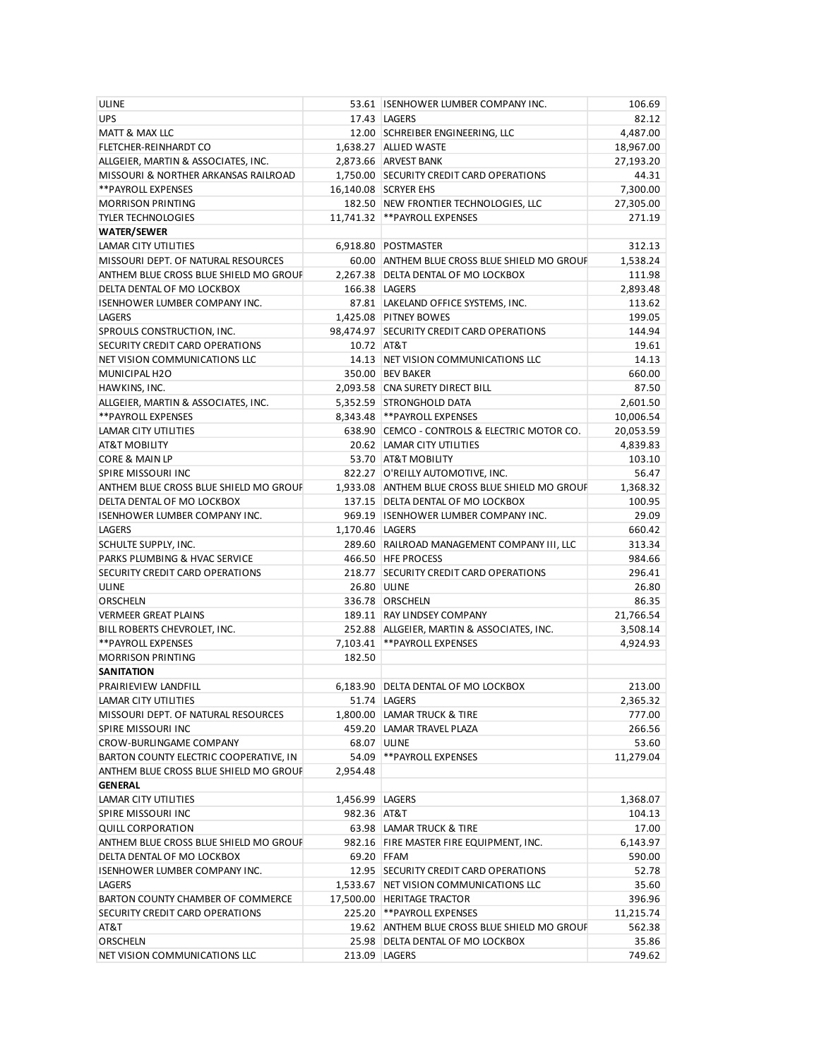| | | | |
|---|---|---|---|
| ULINE | 53.61 | ISENHOWER LUMBER COMPANY INC. | 106.69 |
| UPS | 17.43 | LAGERS | 82.12 |
| MATT & MAX LLC | 12.00 | SCHREIBER ENGINEERING, LLC | 4,487.00 |
| FLETCHER-REINHARDT CO | 1,638.27 | ALLIED WASTE | 18,967.00 |
| ALLGEIER, MARTIN & ASSOCIATES, INC. | 2,873.66 | ARVEST BANK | 27,193.20 |
| MISSOURI & NORTHER ARKANSAS RAILROAD | 1,750.00 | SECURITY CREDIT CARD OPERATIONS | 44.31 |
| **PAYROLL EXPENSES | 16,140.08 | SCRYER EHS | 7,300.00 |
| MORRISON PRINTING | 182.50 | NEW FRONTIER TECHNOLOGIES, LLC | 27,305.00 |
| TYLER TECHNOLOGIES | 11,741.32 | **PAYROLL EXPENSES | 271.19 |
| **WATER/SEWER** | | | |
| LAMAR CITY UTILITIES | 6,918.80 | POSTMASTER | 312.13 |
| MISSOURI DEPT. OF NATURAL RESOURCES | 60.00 | ANTHEM BLUE CROSS BLUE SHIELD MO GROUF | 1,538.24 |
| ANTHEM BLUE CROSS BLUE SHIELD MO GROUF | 2,267.38 | DELTA DENTAL OF MO LOCKBOX | 111.98 |
| DELTA DENTAL OF MO LOCKBOX | 166.38 | LAGERS | 2,893.48 |
| ISENHOWER LUMBER COMPANY INC. | 87.81 | LAKELAND OFFICE SYSTEMS, INC. | 113.62 |
| LAGERS | 1,425.08 | PITNEY BOWES | 199.05 |
| SPROULS CONSTRUCTION, INC. | 98,474.97 | SECURITY CREDIT CARD OPERATIONS | 144.94 |
| SECURITY CREDIT CARD OPERATIONS | 10.72 | AT&T | 19.61 |
| NET VISION COMMUNICATIONS LLC | 14.13 | NET VISION COMMUNICATIONS LLC | 14.13 |
| MUNICIPAL H2O | 350.00 | BEV BAKER | 660.00 |
| HAWKINS, INC. | 2,093.58 | CNA SURETY DIRECT BILL | 87.50 |
| ALLGEIER, MARTIN & ASSOCIATES, INC. | 5,352.59 | STRONGHOLD DATA | 2,601.50 |
| **PAYROLL EXPENSES | 8,343.48 | **PAYROLL EXPENSES | 10,006.54 |
| LAMAR CITY UTILITIES | 638.90 | CEMCO - CONTROLS & ELECTRIC MOTOR CO. | 20,053.59 |
| AT&T MOBILITY | 20.62 | LAMAR CITY UTILITIES | 4,839.83 |
| CORE & MAIN LP | 53.70 | AT&T MOBILITY | 103.10 |
| SPIRE MISSOURI INC | 822.27 | O'REILLY AUTOMOTIVE, INC. | 56.47 |
| ANTHEM BLUE CROSS BLUE SHIELD MO GROUF | 1,933.08 | ANTHEM BLUE CROSS BLUE SHIELD MO GROUF | 1,368.32 |
| DELTA DENTAL OF MO LOCKBOX | 137.15 | DELTA DENTAL OF MO LOCKBOX | 100.95 |
| ISENHOWER LUMBER COMPANY INC. | 969.19 | ISENHOWER LUMBER COMPANY INC. | 29.09 |
| LAGERS | 1,170.46 | LAGERS | 660.42 |
| SCHULTE SUPPLY, INC. | 289.60 | RAILROAD MANAGEMENT COMPANY III, LLC | 313.34 |
| PARKS PLUMBING & HVAC SERVICE | 466.50 | HFE PROCESS | 984.66 |
| SECURITY CREDIT CARD OPERATIONS | 218.77 | SECURITY CREDIT CARD OPERATIONS | 296.41 |
| ULINE | 26.80 | ULINE | 26.80 |
| ORSCHELN | 336.78 | ORSCHELN | 86.35 |
| VERMEER GREAT PLAINS | 189.11 | RAY LINDSEY COMPANY | 21,766.54 |
| BILL ROBERTS CHEVROLET, INC. | 252.88 | ALLGEIER, MARTIN & ASSOCIATES, INC. | 3,508.14 |
| **PAYROLL EXPENSES | 7,103.41 | **PAYROLL EXPENSES | 4,924.93 |
| MORRISON PRINTING | 182.50 | | |
| **SANITATION** | | | |
| PRAIRIEVIEW LANDFILL | 6,183.90 | DELTA DENTAL OF MO LOCKBOX | 213.00 |
| LAMAR CITY UTILITIES | 51.74 | LAGERS | 2,365.32 |
| MISSOURI DEPT. OF NATURAL RESOURCES | 1,800.00 | LAMAR TRUCK & TIRE | 777.00 |
| SPIRE MISSOURI INC | 459.20 | LAMAR TRAVEL PLAZA | 266.56 |
| CROW-BURLINGAME COMPANY | 68.07 | ULINE | 53.60 |
| BARTON COUNTY ELECTRIC COOPERATIVE, IN | 54.09 | **PAYROLL EXPENSES | 11,279.04 |
| ANTHEM BLUE CROSS BLUE SHIELD MO GROUF | 2,954.48 | | |
| **GENERAL** | | | |
| LAMAR CITY UTILITIES | 1,456.99 | LAGERS | 1,368.07 |
| SPIRE MISSOURI INC | 982.36 | AT&T | 104.13 |
| QUILL CORPORATION | 63.98 | LAMAR TRUCK & TIRE | 17.00 |
| ANTHEM BLUE CROSS BLUE SHIELD MO GROUF | 982.16 | FIRE MASTER FIRE EQUIPMENT, INC. | 6,143.97 |
| DELTA DENTAL OF MO LOCKBOX | 69.20 | FFAM | 590.00 |
| ISENHOWER LUMBER COMPANY INC. | 12.95 | SECURITY CREDIT CARD OPERATIONS | 52.78 |
| LAGERS | 1,533.67 | NET VISION COMMUNICATIONS LLC | 35.60 |
| BARTON COUNTY CHAMBER OF COMMERCE | 17,500.00 | HERITAGE TRACTOR | 396.96 |
| SECURITY CREDIT CARD OPERATIONS | 225.20 | **PAYROLL EXPENSES | 11,215.74 |
| AT&T | 19.62 | ANTHEM BLUE CROSS BLUE SHIELD MO GROUF | 562.38 |
| ORSCHELN | 25.98 | DELTA DENTAL OF MO LOCKBOX | 35.86 |
| NET VISION COMMUNICATIONS LLC | 213.09 | LAGERS | 749.62 |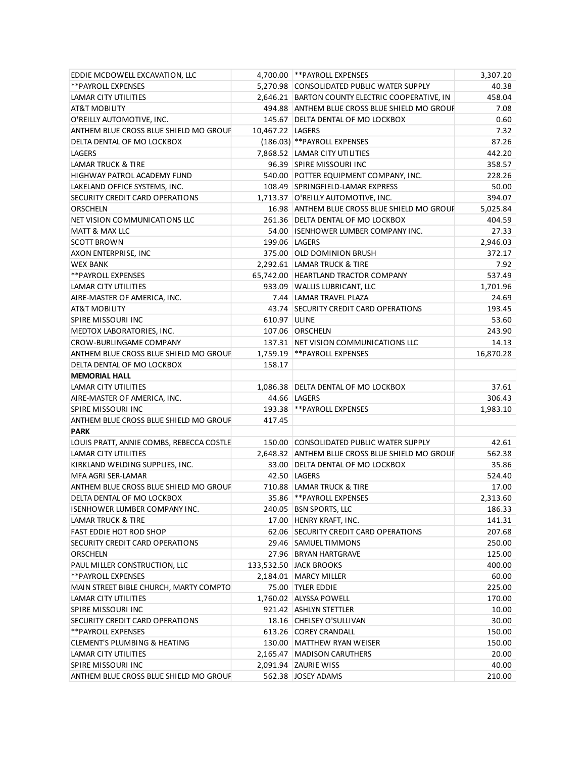| | | | |
|---|---|---|---|
| EDDIE MCDOWELL EXCAVATION, LLC | 4,700.00 | **PAYROLL EXPENSES | 3,307.20 |
| **PAYROLL EXPENSES | 5,270.98 | CONSOLIDATED PUBLIC WATER SUPPLY | 40.38 |
| LAMAR CITY UTILITIES | 2,646.21 | BARTON COUNTY ELECTRIC COOPERATIVE, IN | 458.04 |
| AT&T MOBILITY | 494.88 | ANTHEM BLUE CROSS BLUE SHIELD MO GROUF | 7.08 |
| O'REILLY AUTOMOTIVE, INC. | 145.67 | DELTA DENTAL OF MO LOCKBOX | 0.60 |
| ANTHEM BLUE CROSS BLUE SHIELD MO GROUF | 10,467.22 | LAGERS | 7.32 |
| DELTA DENTAL OF MO LOCKBOX | (186.03) | **PAYROLL EXPENSES | 87.26 |
| LAGERS | 7,868.52 | LAMAR CITY UTILITIES | 442.20 |
| LAMAR TRUCK & TIRE | 96.39 | SPIRE MISSOURI INC | 358.57 |
| HIGHWAY PATROL ACADEMY FUND | 540.00 | POTTER EQUIPMENT COMPANY, INC. | 228.26 |
| LAKELAND OFFICE SYSTEMS, INC. | 108.49 | SPRINGFIELD-LAMAR EXPRESS | 50.00 |
| SECURITY CREDIT CARD OPERATIONS | 1,713.37 | O'REILLY AUTOMOTIVE, INC. | 394.07 |
| ORSCHELN | 16.98 | ANTHEM BLUE CROSS BLUE SHIELD MO GROUF | 5,025.84 |
| NET VISION COMMUNICATIONS LLC | 261.36 | DELTA DENTAL OF MO LOCKBOX | 404.59 |
| MATT & MAX LLC | 54.00 | ISENHOWER LUMBER COMPANY INC. | 27.33 |
| SCOTT BROWN | 199.06 | LAGERS | 2,946.03 |
| AXON ENTERPRISE, INC | 375.00 | OLD DOMINION BRUSH | 372.17 |
| WEX BANK | 2,292.61 | LAMAR TRUCK & TIRE | 7.92 |
| **PAYROLL EXPENSES | 65,742.00 | HEARTLAND TRACTOR COMPANY | 537.49 |
| LAMAR CITY UTILITIES | 933.09 | WALLIS LUBRICANT, LLC | 1,701.96 |
| AIRE-MASTER OF AMERICA, INC. | 7.44 | LAMAR TRAVEL PLAZA | 24.69 |
| AT&T MOBILITY | 43.74 | SECURITY CREDIT CARD OPERATIONS | 193.45 |
| SPIRE MISSOURI INC | 610.97 | ULINE | 53.60 |
| MEDTOX LABORATORIES, INC. | 107.06 | ORSCHELN | 243.90 |
| CROW-BURLINGAME COMPANY | 137.31 | NET VISION COMMUNICATIONS LLC | 14.13 |
| ANTHEM BLUE CROSS BLUE SHIELD MO GROUF | 1,759.19 | **PAYROLL EXPENSES | 16,870.28 |
| DELTA DENTAL OF MO LOCKBOX | 158.17 | | |
| **MEMORIAL HALL** | | | |
| LAMAR CITY UTILITIES | 1,086.38 | DELTA DENTAL OF MO LOCKBOX | 37.61 |
| AIRE-MASTER OF AMERICA, INC. | 44.66 | LAGERS | 306.43 |
| SPIRE MISSOURI INC | 193.38 | **PAYROLL EXPENSES | 1,983.10 |
| ANTHEM BLUE CROSS BLUE SHIELD MO GROUF | 417.45 | | |
| **PARK** | | | |
| LOUIS PRATT, ANNIE COMBS, REBECCA COSTLE | 150.00 | CONSOLIDATED PUBLIC WATER SUPPLY | 42.61 |
| LAMAR CITY UTILITIES | 2,648.32 | ANTHEM BLUE CROSS BLUE SHIELD MO GROUF | 562.38 |
| KIRKLAND WELDING SUPPLIES, INC. | 33.00 | DELTA DENTAL OF MO LOCKBOX | 35.86 |
| MFA AGRI SER-LAMAR | 42.50 | LAGERS | 524.40 |
| ANTHEM BLUE CROSS BLUE SHIELD MO GROUF | 710.88 | LAMAR TRUCK & TIRE | 17.00 |
| DELTA DENTAL OF MO LOCKBOX | 35.86 | **PAYROLL EXPENSES | 2,313.60 |
| ISENHOWER LUMBER COMPANY INC. | 240.05 | BSN SPORTS, LLC | 186.33 |
| LAMAR TRUCK & TIRE | 17.00 | HENRY KRAFT, INC. | 141.31 |
| FAST EDDIE HOT ROD SHOP | 62.06 | SECURITY CREDIT CARD OPERATIONS | 207.68 |
| SECURITY CREDIT CARD OPERATIONS | 29.46 | SAMUEL TIMMONS | 250.00 |
| ORSCHELN | 27.96 | BRYAN HARTGRAVE | 125.00 |
| PAUL MILLER CONSTRUCTION, LLC | 133,532.50 | JACK BROOKS | 400.00 |
| **PAYROLL EXPENSES | 2,184.01 | MARCY MILLER | 60.00 |
| MAIN STREET BIBLE CHURCH, MARTY COMPTO | 75.00 | TYLER EDDIE | 225.00 |
| LAMAR CITY UTILITIES | 1,760.02 | ALYSSA POWELL | 170.00 |
| SPIRE MISSOURI INC | 921.42 | ASHLYN STETTLER | 10.00 |
| SECURITY CREDIT CARD OPERATIONS | 18.16 | CHELSEY O'SULLIVAN | 30.00 |
| **PAYROLL EXPENSES | 613.26 | COREY CRANDALL | 150.00 |
| CLEMENT'S PLUMBING & HEATING | 130.00 | MATTHEW RYAN WEISER | 150.00 |
| LAMAR CITY UTILITIES | 2,165.47 | MADISON CARUTHERS | 20.00 |
| SPIRE MISSOURI INC | 2,091.94 | ZAURIE WISS | 40.00 |
| ANTHEM BLUE CROSS BLUE SHIELD MO GROUF | 562.38 | JOSEY ADAMS | 210.00 |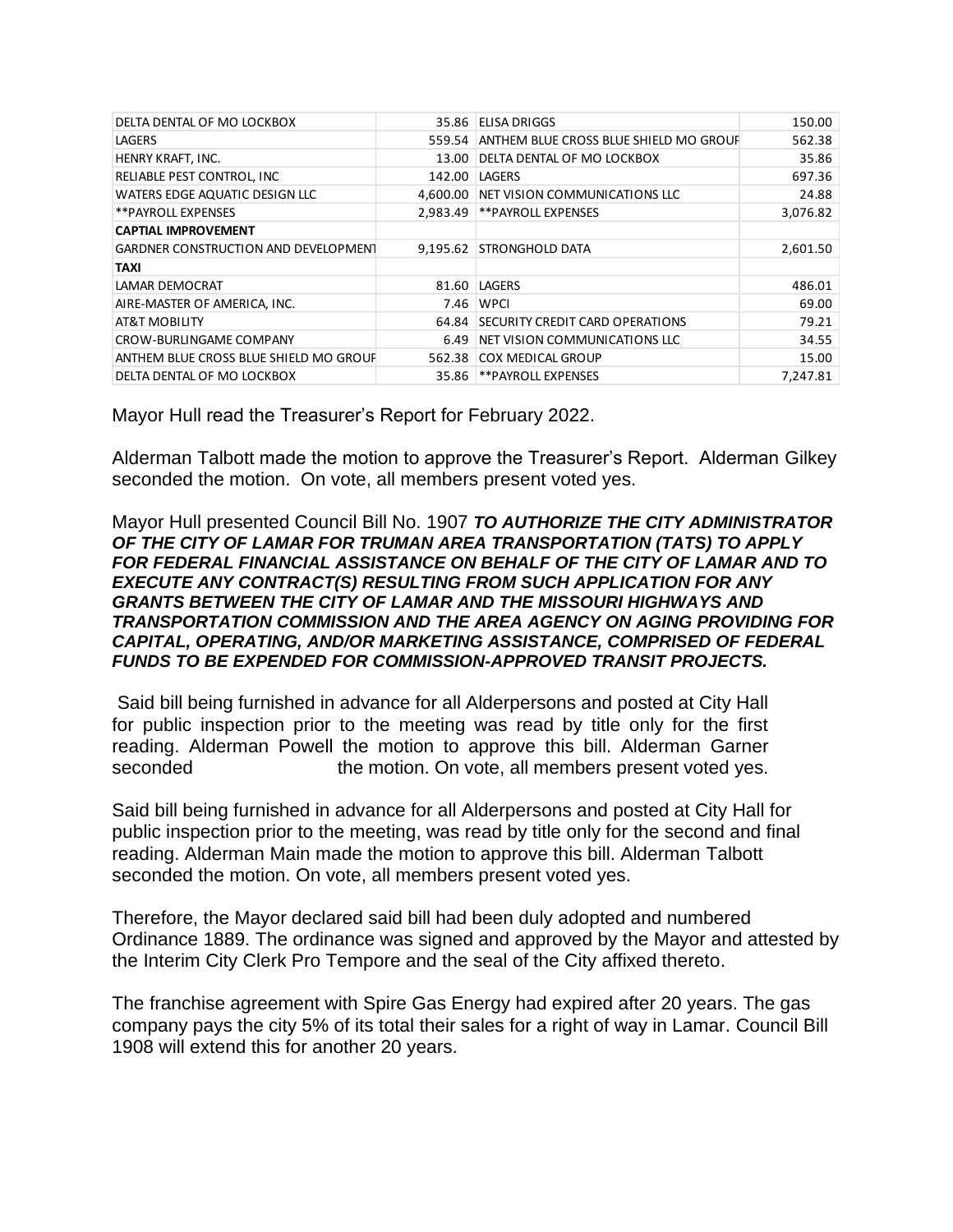| | | | |
|---|---|---|---|
| DELTA DENTAL OF MO LOCKBOX | 35.86 | ELISA DRIGGS | 150.00 |
| LAGERS | 559.54 | ANTHEM BLUE CROSS BLUE SHIELD MO GROUP | 562.38 |
| HENRY KRAFT, INC. | 13.00 | DELTA DENTAL OF MO LOCKBOX | 35.86 |
| RELIABLE PEST CONTROL, INC | 142.00 | LAGERS | 697.36 |
| WATERS EDGE AQUATIC DESIGN LLC | 4,600.00 | NET VISION COMMUNICATIONS LLC | 24.88 |
| **PAYROLL EXPENSES | 2,983.49 | **PAYROLL EXPENSES | 3,076.82 |
| **CAPTIAL IMPROVEMENT** | | | |
| GARDNER CONSTRUCTION AND DEVELOPMENT | 9,195.62 | STRONGHOLD DATA | 2,601.50 |
| **TAXI** | | | |
| LAMAR DEMOCRAT | 81.60 | LAGERS | 486.01 |
| AIRE-MASTER OF AMERICA, INC. | 7.46 | WPCI | 69.00 |
| AT&T MOBILITY | 64.84 | SECURITY CREDIT CARD OPERATIONS | 79.21 |
| CROW-BURLINGAME COMPANY | 6.49 | NET VISION COMMUNICATIONS LLC | 34.55 |
| ANTHEM BLUE CROSS BLUE SHIELD MO GROUP | 562.38 | COX MEDICAL GROUP | 15.00 |
| DELTA DENTAL OF MO LOCKBOX | 35.86 | **PAYROLL EXPENSES | 7,247.81 |

Mayor Hull read the Treasurer's Report for February 2022.

Alderman Talbott made the motion to approve the Treasurer's Report. Alderman Gilkey seconded the motion. On vote, all members present voted yes.

Mayor Hull presented Council Bill No. 1907 ***TO AUTHORIZE THE CITY ADMINISTRATOR OF THE CITY OF LAMAR FOR TRUMAN AREA TRANSPORTATION (TATS) TO APPLY FOR FEDERAL FINANCIAL ASSISTANCE ON BEHALF OF THE CITY OF LAMAR AND TO EXECUTE ANY CONTRACT(S) RESULTING FROM SUCH APPLICATION FOR ANY GRANTS BETWEEN THE CITY OF LAMAR AND THE MISSOURI HIGHWAYS AND TRANSPORTATION COMMISSION AND THE AREA AGENCY ON AGING PROVIDING FOR CAPITAL, OPERATING, AND/OR MARKETING ASSISTANCE, COMPRISED OF FEDERAL FUNDS TO BE EXPENDED FOR COMMISSION-APPROVED TRANSIT PROJECTS.***

Said bill being furnished in advance for all Alderpersons and posted at City Hall for public inspection prior to the meeting was read by title only for the first reading. Alderman Powell the motion to approve this bill. Alderman Garner seconded the motion. On vote, all members present voted yes.

Said bill being furnished in advance for all Alderpersons and posted at City Hall for public inspection prior to the meeting, was read by title only for the second and final reading. Alderman Main made the motion to approve this bill. Alderman Talbott seconded the motion. On vote, all members present voted yes.

Therefore, the Mayor declared said bill had been duly adopted and numbered Ordinance 1889. The ordinance was signed and approved by the Mayor and attested by the Interim City Clerk Pro Tempore and the seal of the City affixed thereto.

The franchise agreement with Spire Gas Energy had expired after 20 years. The gas company pays the city 5% of its total their sales for a right of way in Lamar. Council Bill 1908 will extend this for another 20 years.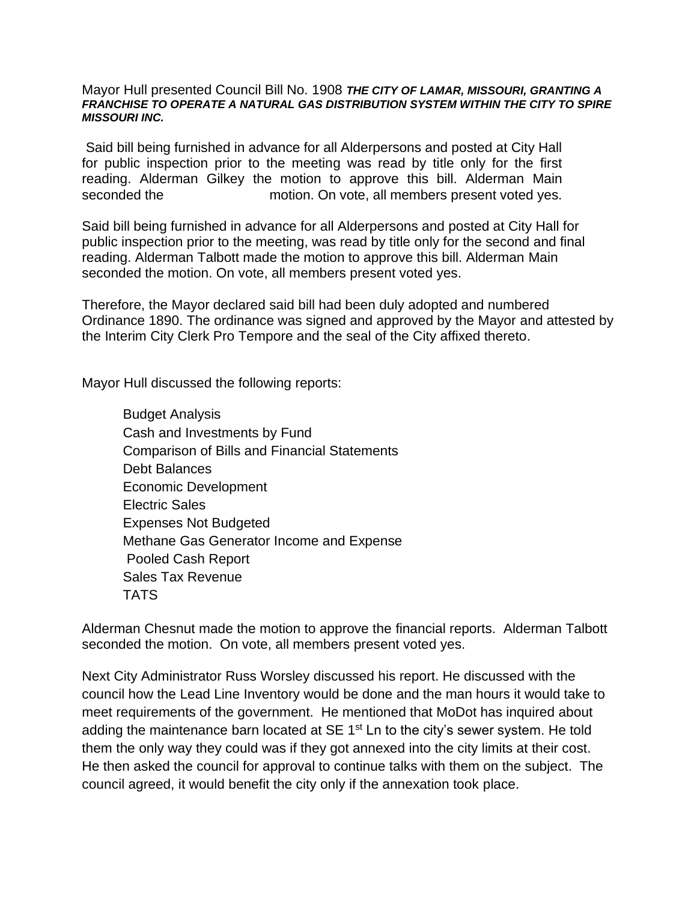Mayor Hull presented Council Bill No. 1908 ***THE CITY OF LAMAR, MISSOURI, GRANTING A FRANCHISE TO OPERATE A NATURAL GAS DISTRIBUTION SYSTEM WITHIN THE CITY TO SPIRE MISSOURI INC.***

Said bill being furnished in advance for all Alderpersons and posted at City Hall for public inspection prior to the meeting was read by title only for the first reading. Alderman Gilkey the motion to approve this bill. Alderman Main seconded the motion. On vote, all members present voted yes.

Said bill being furnished in advance for all Alderpersons and posted at City Hall for public inspection prior to the meeting, was read by title only for the second and final reading. Alderman Talbott made the motion to approve this bill. Alderman Main seconded the motion. On vote, all members present voted yes.

Therefore, the Mayor declared said bill had been duly adopted and numbered Ordinance 1890. The ordinance was signed and approved by the Mayor and attested by the Interim City Clerk Pro Tempore and the seal of the City affixed thereto.

Mayor Hull discussed the following reports:

- Budget Analysis
- Cash and Investments by Fund
- Comparison of Bills and Financial Statements
- Debt Balances
- Economic Development
- Electric Sales
- Expenses Not Budgeted
- Methane Gas Generator Income and Expense
- Pooled Cash Report
- Sales Tax Revenue
- TATS

Alderman Chesnut made the motion to approve the financial reports. Alderman Talbott seconded the motion. On vote, all members present voted yes.

Next City Administrator Russ Worsley discussed his report. He discussed with the council how the Lead Line Inventory would be done and the man hours it would take to meet requirements of the government. He mentioned that MoDot has inquired about adding the maintenance barn located at SE 1st Ln to the city's sewer system. He told them the only way they could was if they got annexed into the city limits at their cost. He then asked the council for approval to continue talks with them on the subject. The council agreed, it would benefit the city only if the annexation took place.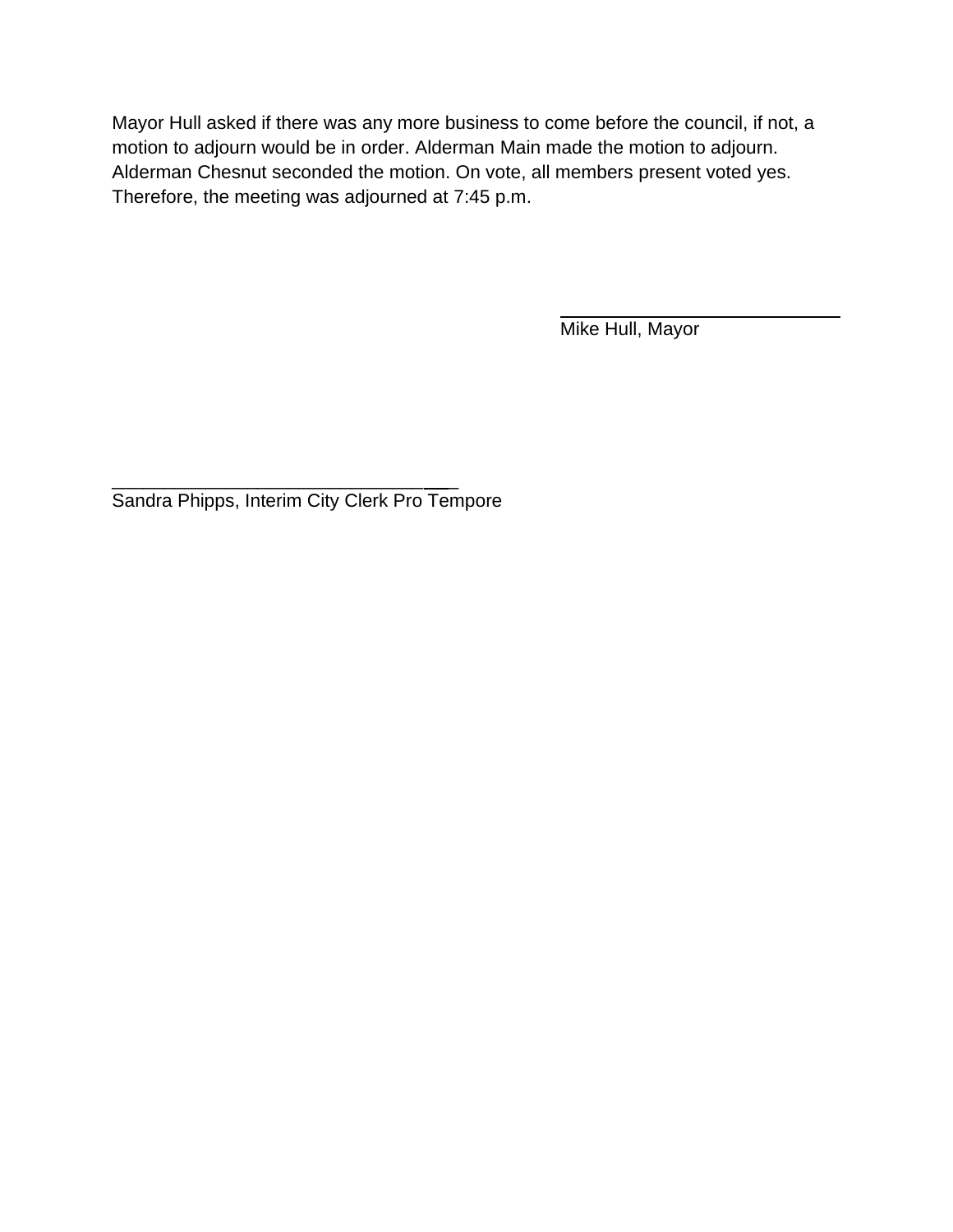Mayor Hull asked if there was any more business to come before the council, if not, a motion to adjourn would be in order. Alderman Main made the motion to adjourn. Alderman Chesnut seconded the motion. On vote, all members present voted yes. Therefore, the meeting was adjourned at 7:45 p.m.

\_\_\_\_\_\_\_\_\_\_\_\_\_\_\_\_\_\_\_\_\_\_\_\_\_\_\_\_\_\_\_\_
Mike Hull, Mayor

\_\_\_\_\_\_\_\_\_\_\_\_\_\_\_\_\_\_\_\_\_\_\_\_\_\_\_\_\_\_\_\_\_\_\_
Sandra Phipps, Interim City Clerk Pro Tempore